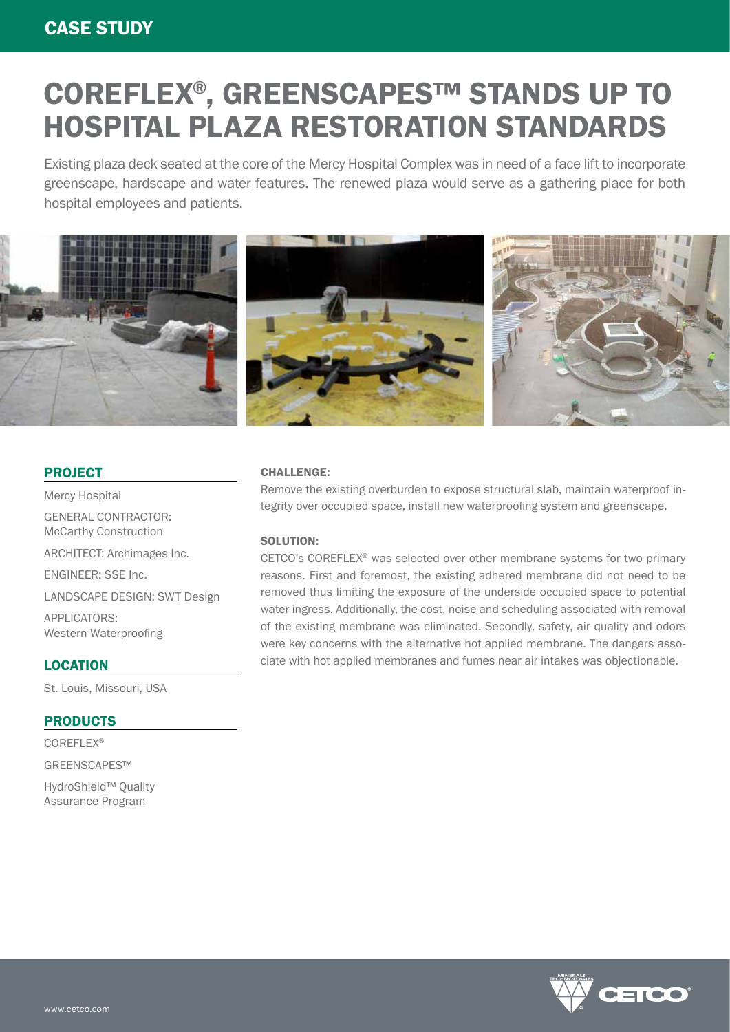CASE STUDY

# COREFLEX®, GREENSCAPES™ STANDS UP TO HOSPITAL PLAZA RESTORATION STANDARDS

Existing plaza deck seated at the core of the Mercy Hospital Complex was in need of a face lift to incorporate greenscape, hardscape and water features. The renewed plaza would serve as a gathering place for both hospital employees and patients.

## PROJECT

Mercy Hospital

GENERAL CONTRACTOR: McCarthy Construction

ARCHITECT: Archimages Inc.

ENGINEER: SSE Inc.

LANDSCAPE DESIGN: SWT Design

APPLICATORS: Western Waterproofing

## LOCATION

St. Louis, Missouri, USA

## PRODUCTS

COREFLEX®

GREENSCAPES™

HydroShield™ Quality Assurance Program

### CHALLENGE:

Remove the existing overburden to expose structural slab, maintain waterproof integrity over occupied space, install new waterproofing system and greenscape.

### SOLUTION:

CETCO's COREFLEX® was selected over other membrane systems for two primary reasons. First and foremost, the existing adhered membrane did not need to be removed thus limiting the exposure of the underside occupied space to potential water ingress. Additionally, the cost, noise and scheduling associated with removal of the existing membrane was eliminated. Secondly, safety, air quality and odors were key concerns with the alternative hot applied membrane. The dangers associate with hot applied membranes and fumes near air intakes was objectionable.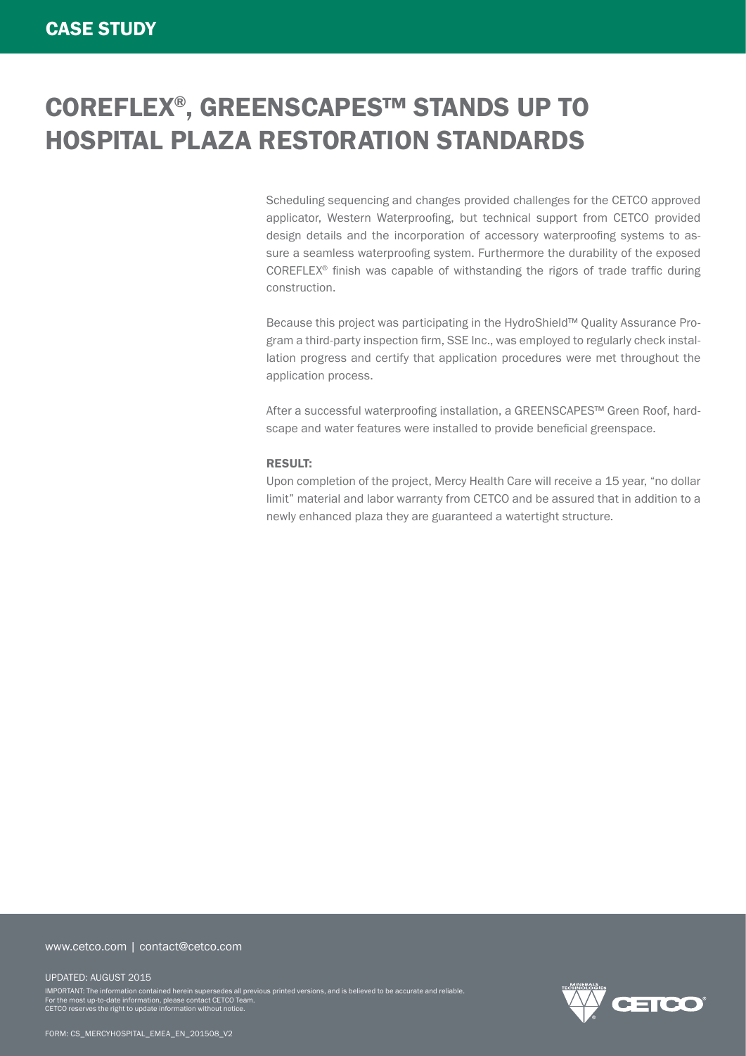# COREFLEX®, GREENSCAPES™ STANDS UP TO HOSPITAL PLAZA RESTORATION STANDARDS

Scheduling sequencing and changes provided challenges for the CETCO approved applicator, Western Waterproofing, but technical support from CETCO provided design details and the incorporation of accessory waterproofing systems to assure a seamless waterproofing system. Furthermore the durability of the exposed COREFLEX® finish was capable of withstanding the rigors of trade traffic during construction.

Because this project was participating in the HydroShield™ Quality Assurance Program a third-party inspection firm, SSE Inc., was employed to regularly check installation progress and certify that application procedures were met throughout the application process.

After a successful waterproofing installation, a GREENSCAPES™ Green Roof, hardscape and water features were installed to provide beneficial greenspace.

**RESULT:**

Upon completion of the project, Mercy Health Care will receive a 15 year, "no dollar limit" material and labor warranty from CETCO and be assured that in addition to a newly enhanced plaza they are guaranteed a watertight structure.

www.cetco.com | contact@cetco.com

UPDATED: AUGUST 2015

IMPORTANT: The information contained herein supersedes all previous printed versions, and is believed to be accurate and reliable. For the most up-to-date information, please contact CETCO Team. CETCO reserves the right to update information without notice.

FORM: CS_MERCYHOSPITAL_EMEA_EN_201508_V2